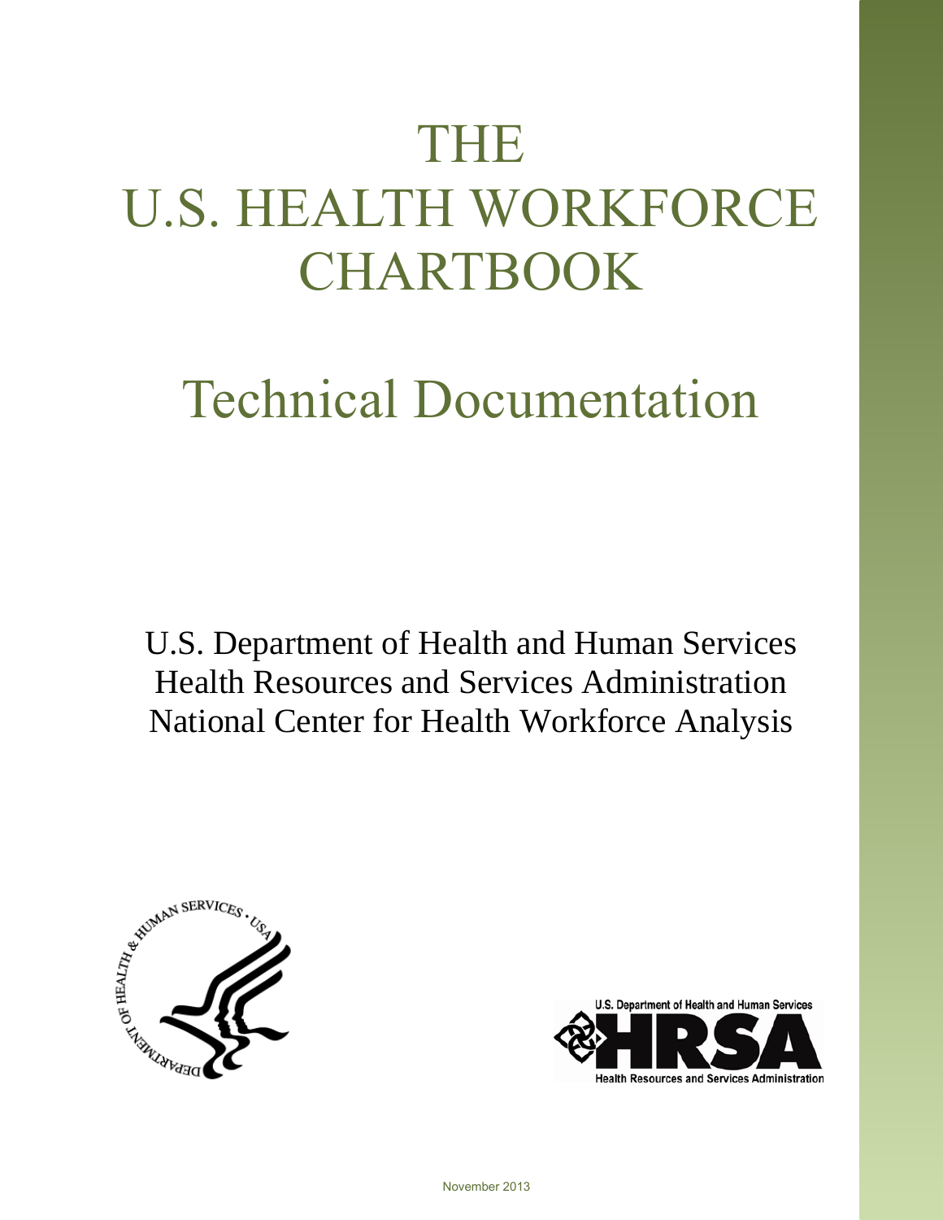# THE U.S. HEALTH WORKFORCE CHARTBOOK

# Technical Documentation

U.S. Department of Health and Human Services
Health Resources and Services Administration
National Center for Health Workforce Analysis

November 2013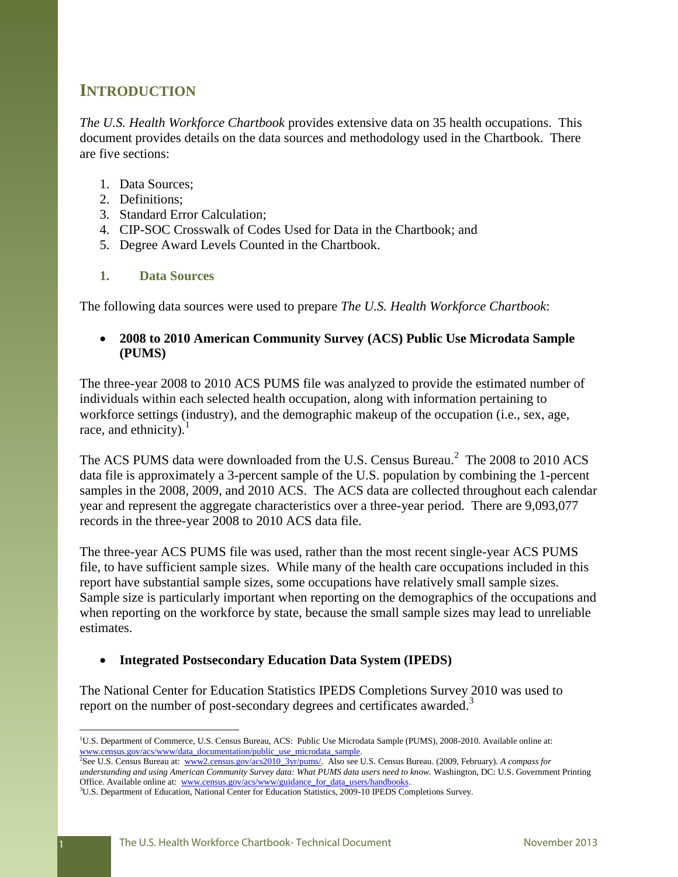# INTRODUCTION

*The U.S. Health Workforce Chartbook* provides extensive data on 35 health occupations. This document provides details on the data sources and methodology used in the Chartbook. There are five sections:

1. Data Sources;
2. Definitions;
3. Standard Error Calculation;
4. CIP-SOC Crosswalk of Codes Used for Data in the Chartbook; and
5. Degree Award Levels Counted in the Chartbook.

## 1. Data Sources

The following data sources were used to prepare *The U.S. Health Workforce Chartbook*:

- **2008 to 2010 American Community Survey (ACS) Public Use Microdata Sample (PUMS)**

The three-year 2008 to 2010 ACS PUMS file was analyzed to provide the estimated number of individuals within each selected health occupation, along with information pertaining to workforce settings (industry), and the demographic makeup of the occupation (i.e., sex, age, race, and ethnicity).[1]

The ACS PUMS data were downloaded from the U.S. Census Bureau.[2] The 2008 to 2010 ACS data file is approximately a 3-percent sample of the U.S. population by combining the 1-percent samples in the 2008, 2009, and 2010 ACS. The ACS data are collected throughout each calendar year and represent the aggregate characteristics over a three-year period. There are 9,093,077 records in the three-year 2008 to 2010 ACS data file.

The three-year ACS PUMS file was used, rather than the most recent single-year ACS PUMS file, to have sufficient sample sizes. While many of the health care occupations included in this report have substantial sample sizes, some occupations have relatively small sample sizes. Sample size is particularly important when reporting on the demographics of the occupations and when reporting on the workforce by state, because the small sample sizes may lead to unreliable estimates.

- **Integrated Postsecondary Education Data System (IPEDS)**

The National Center for Education Statistics IPEDS Completions Survey 2010 was used to report on the number of post-secondary degrees and certificates awarded.[3]

---

[1]U.S. Department of Commerce, U.S. Census Bureau, ACS: Public Use Microdata Sample (PUMS), 2008-2010. Available online at: www.census.gov/acs/www/data_documentation/public_use_microdata_sample.

[2]See U.S. Census Bureau at: www2.census.gov/acs2010_3yr/pums/. Also see U.S. Census Bureau. (2009, February). *A compass for understanding and using American Community Survey data: What PUMS data users need to know.* Washington, DC: U.S. Government Printing Office. Available online at: www.census.gov/acs/www/guidance_for_data_users/handbooks.

[3]U.S. Department of Education, National Center for Education Statistics, 2009-10 IPEDS Completions Survey.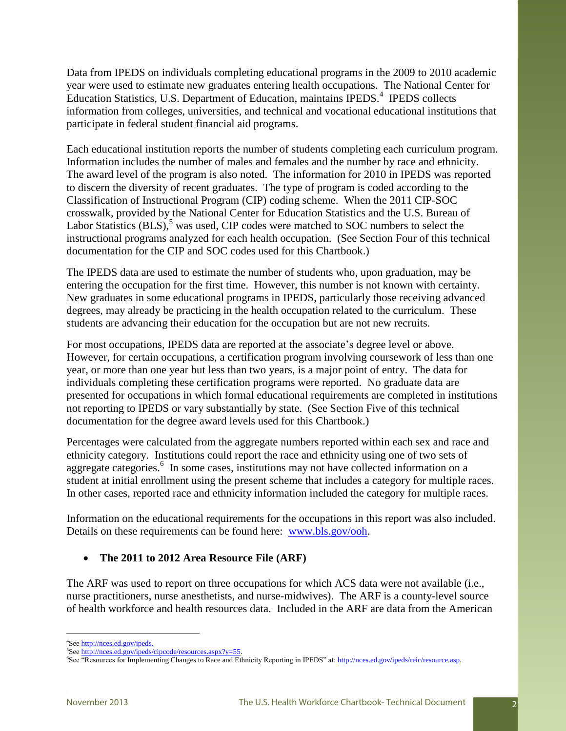Data from IPEDS on individuals completing educational programs in the 2009 to 2010 academic year were used to estimate new graduates entering health occupations. The National Center for Education Statistics, U.S. Department of Education, maintains IPEDS.[4] IPEDS collects information from colleges, universities, and technical and vocational educational institutions that participate in federal student financial aid programs.

Each educational institution reports the number of students completing each curriculum program. Information includes the number of males and females and the number by race and ethnicity. The award level of the program is also noted. The information for 2010 in IPEDS was reported to discern the diversity of recent graduates. The type of program is coded according to the Classification of Instructional Program (CIP) coding scheme. When the 2011 CIP-SOC crosswalk, provided by the National Center for Education Statistics and the U.S. Bureau of Labor Statistics (BLS),[5] was used, CIP codes were matched to SOC numbers to select the instructional programs analyzed for each health occupation. (See Section Four of this technical documentation for the CIP and SOC codes used for this Chartbook.)

The IPEDS data are used to estimate the number of students who, upon graduation, may be entering the occupation for the first time. However, this number is not known with certainty. New graduates in some educational programs in IPEDS, particularly those receiving advanced degrees, may already be practicing in the health occupation related to the curriculum. These students are advancing their education for the occupation but are not new recruits.

For most occupations, IPEDS data are reported at the associate's degree level or above. However, for certain occupations, a certification program involving coursework of less than one year, or more than one year but less than two years, is a major point of entry. The data for individuals completing these certification programs were reported. No graduate data are presented for occupations in which formal educational requirements are completed in institutions not reporting to IPEDS or vary substantially by state. (See Section Five of this technical documentation for the degree award levels used for this Chartbook.)

Percentages were calculated from the aggregate numbers reported within each sex and race and ethnicity category. Institutions could report the race and ethnicity using one of two sets of aggregate categories.[6] In some cases, institutions may not have collected information on a student at initial enrollment using the present scheme that includes a category for multiple races. In other cases, reported race and ethnicity information included the category for multiple races.

Information on the educational requirements for the occupations in this report was also included. Details on these requirements can be found here: www.bls.gov/ooh.

- **The 2011 to 2012 Area Resource File (ARF)**

The ARF was used to report on three occupations for which ACS data were not available (i.e., nurse practitioners, nurse anesthetists, and nurse-midwives). The ARF is a county-level source of health workforce and health resources data. Included in the ARF are data from the American

---

[4] See http://nces.ed.gov/ipeds.

[5] See http://nces.ed.gov/ipeds/cipcode/resources.aspx?y=55.

[6] See "Resources for Implementing Changes to Race and Ethnicity Reporting in IPEDS" at: http://nces.ed.gov/ipeds/reic/resource.asp.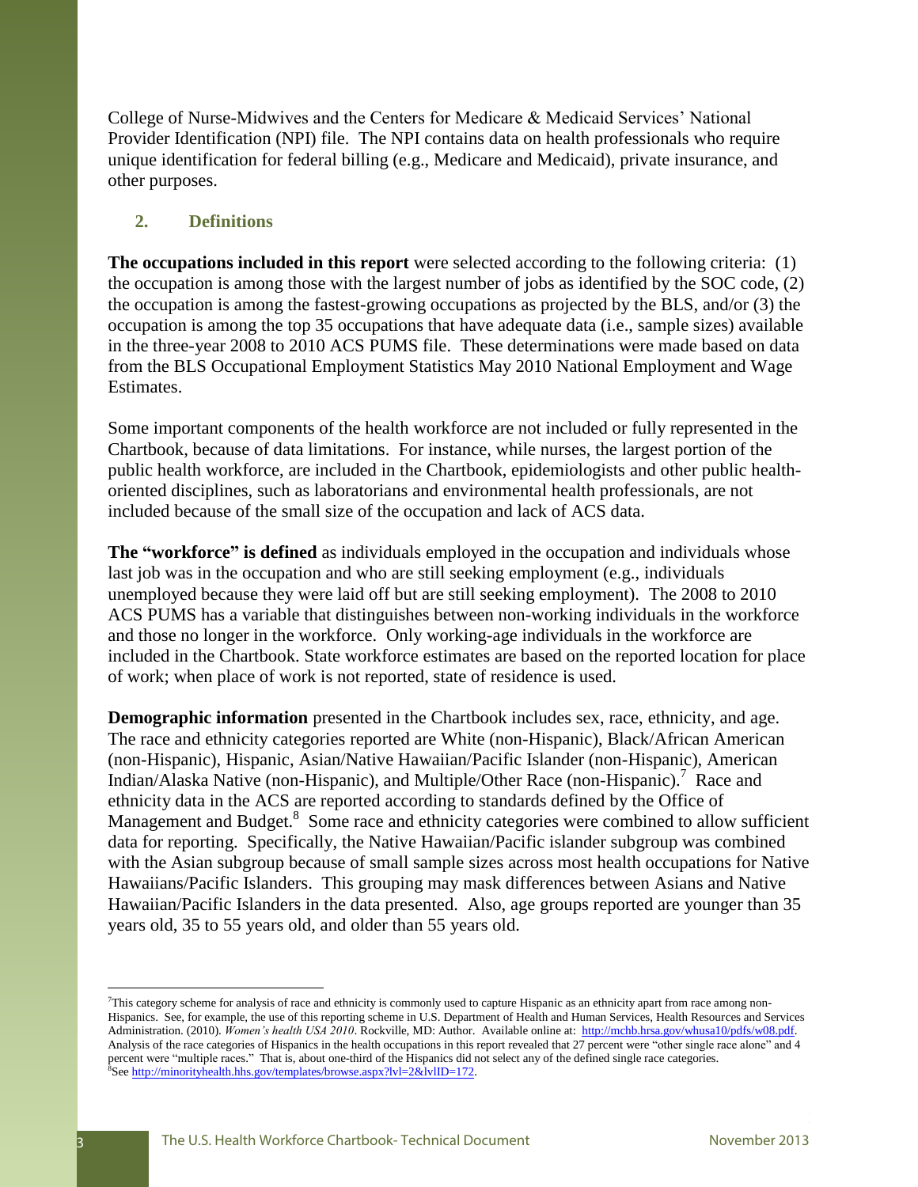College of Nurse-Midwives and the Centers for Medicare & Medicaid Services' National Provider Identification (NPI) file. The NPI contains data on health professionals who require unique identification for federal billing (e.g., Medicare and Medicaid), private insurance, and other purposes.

## 2. Definitions

**The occupations included in this report** were selected according to the following criteria: (1) the occupation is among those with the largest number of jobs as identified by the SOC code, (2) the occupation is among the fastest-growing occupations as projected by the BLS, and/or (3) the occupation is among the top 35 occupations that have adequate data (i.e., sample sizes) available in the three-year 2008 to 2010 ACS PUMS file. These determinations were made based on data from the BLS Occupational Employment Statistics May 2010 National Employment and Wage Estimates.

Some important components of the health workforce are not included or fully represented in the Chartbook, because of data limitations. For instance, while nurses, the largest portion of the public health workforce, are included in the Chartbook, epidemiologists and other public health-oriented disciplines, such as laboratorians and environmental health professionals, are not included because of the small size of the occupation and lack of ACS data.

**The "workforce" is defined** as individuals employed in the occupation and individuals whose last job was in the occupation and who are still seeking employment (e.g., individuals unemployed because they were laid off but are still seeking employment). The 2008 to 2010 ACS PUMS has a variable that distinguishes between non-working individuals in the workforce and those no longer in the workforce. Only working-age individuals in the workforce are included in the Chartbook. State workforce estimates are based on the reported location for place of work; when place of work is not reported, state of residence is used.

**Demographic information** presented in the Chartbook includes sex, race, ethnicity, and age. The race and ethnicity categories reported are White (non-Hispanic), Black/African American (non-Hispanic), Hispanic, Asian/Native Hawaiian/Pacific Islander (non-Hispanic), American Indian/Alaska Native (non-Hispanic), and Multiple/Other Race (non-Hispanic).[7] Race and ethnicity data in the ACS are reported according to standards defined by the Office of Management and Budget.[8] Some race and ethnicity categories were combined to allow sufficient data for reporting. Specifically, the Native Hawaiian/Pacific islander subgroup was combined with the Asian subgroup because of small sample sizes across most health occupations for Native Hawaiians/Pacific Islanders. This grouping may mask differences between Asians and Native Hawaiian/Pacific Islanders in the data presented. Also, age groups reported are younger than 35 years old, 35 to 55 years old, and older than 55 years old.

---

[7] This category scheme for analysis of race and ethnicity is commonly used to capture Hispanic as an ethnicity apart from race among non-Hispanics. See, for example, the use of this reporting scheme in U.S. Department of Health and Human Services, Health Resources and Services Administration. (2010). *Women's health USA 2010*. Rockville, MD: Author. Available online at: http://mchb.hrsa.gov/whusa10/pdfs/w08.pdf. Analysis of the race categories of Hispanics in the health occupations in this report revealed that 27 percent were "other single race alone" and 4 percent were "multiple races." That is, about one-third of the Hispanics did not select any of the defined single race categories.

[8] See http://minorityhealth.hhs.gov/templates/browse.aspx?lvl=2&lvlID=172.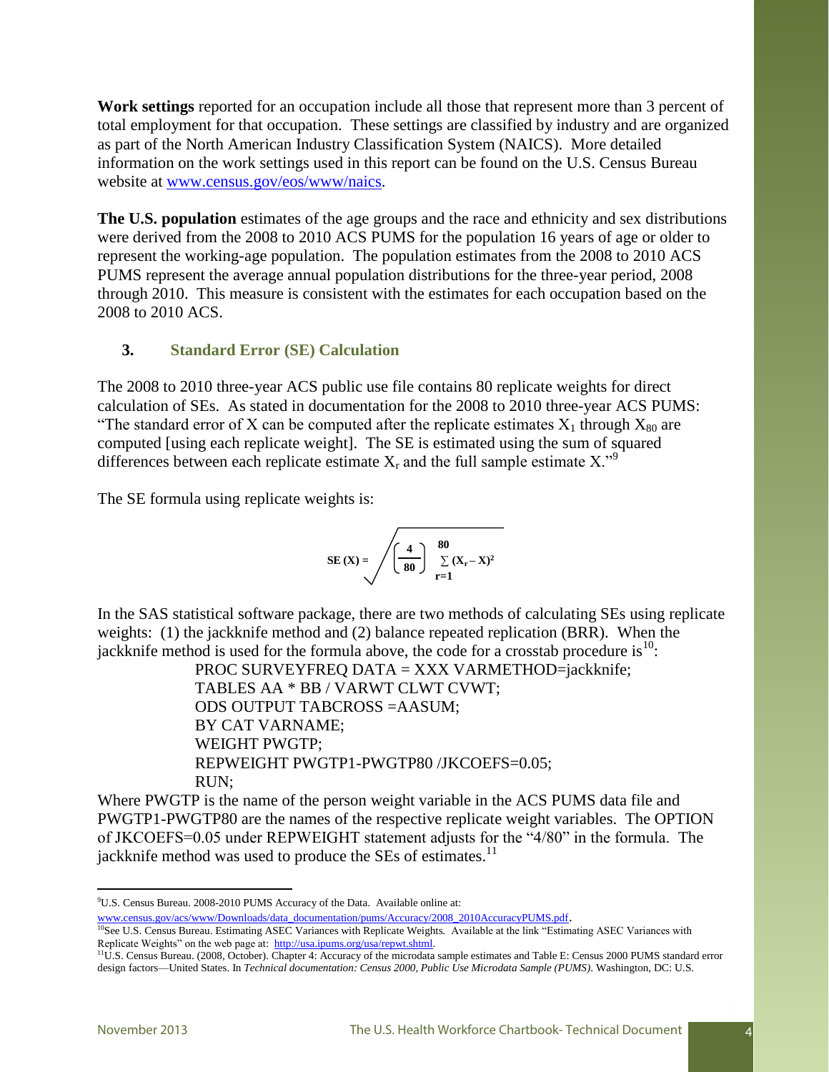**Work settings** reported for an occupation include all those that represent more than 3 percent of total employment for that occupation. These settings are classified by industry and are organized as part of the North American Industry Classification System (NAICS). More detailed information on the work settings used in this report can be found on the U.S. Census Bureau website at www.census.gov/eos/www/naics.

**The U.S. population** estimates of the age groups and the race and ethnicity and sex distributions were derived from the 2008 to 2010 ACS PUMS for the population 16 years of age or older to represent the working-age population. The population estimates from the 2008 to 2010 ACS PUMS represent the average annual population distributions for the three-year period, 2008 through 2010. This measure is consistent with the estimates for each occupation based on the 2008 to 2010 ACS.

## 3. Standard Error (SE) Calculation

The 2008 to 2010 three-year ACS public use file contains 80 replicate weights for direct calculation of SEs. As stated in documentation for the 2008 to 2010 three-year ACS PUMS: "The standard error of X can be computed after the replicate estimates $X_1$ through $X_{80}$ are computed [using each replicate weight]. The SE is estimated using the sum of squared differences between each replicate estimate $X_r$ and the full sample estimate X."[9]

The SE formula using replicate weights is:

$$SE(X) = \sqrt{\left(\frac{4}{80}\right) \sum_{r=1}^{80} (X_r - X)^2}$$

In the SAS statistical software package, there are two methods of calculating SEs using replicate weights: (1) the jackknife method and (2) balance repeated replication (BRR). When the jackknife method is used for the formula above, the code for a crosstab procedure is[10]:

```
PROC SURVEYFREQ DATA = XXX VARMETHOD=jackknife;
TABLES AA * BB / VARWT CLWT CVWT;
ODS OUTPUT TABCROSS =AASUM;
BY CAT VARNAME;
WEIGHT PWGTP;
REPWEIGHT PWGTP1-PWGTP80 /JKCOEFS=0.05;
RUN;
```

Where PWGTP is the name of the person weight variable in the ACS PUMS data file and PWGTP1-PWGTP80 are the names of the respective replicate weight variables. The OPTION of JKCOEFS=0.05 under REPWEIGHT statement adjusts for the "4/80" in the formula. The jackknife method was used to produce the SEs of estimates.[11]

---

[9] U.S. Census Bureau. 2008-2010 PUMS Accuracy of the Data. Available online at: www.census.gov/acs/www/Downloads/data_documentation/pums/Accuracy/2008_2010AccuracyPUMS.pdf.

[10] See U.S. Census Bureau. Estimating ASEC Variances with Replicate Weights. Available at the link "Estimating ASEC Variances with Replicate Weights" on the web page at: http://usa.ipums.org/usa/repwt.shtml.

[11] U.S. Census Bureau. (2008, October). Chapter 4: Accuracy of the microdata sample estimates and Table E: Census 2000 PUMS standard error design factors—United States. In *Technical documentation: Census 2000, Public Use Microdata Sample (PUMS)*. Washington, DC: U.S.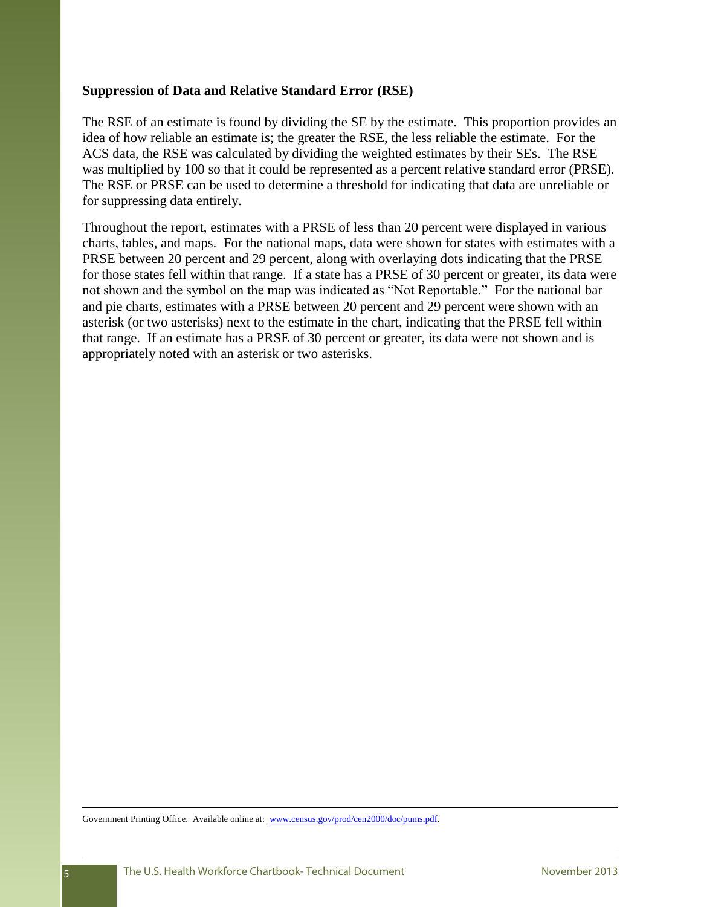**Suppression of Data and Relative Standard Error (RSE)**

The RSE of an estimate is found by dividing the SE by the estimate. This proportion provides an idea of how reliable an estimate is; the greater the RSE, the less reliable the estimate. For the ACS data, the RSE was calculated by dividing the weighted estimates by their SEs. The RSE was multiplied by 100 so that it could be represented as a percent relative standard error (PRSE). The RSE or PRSE can be used to determine a threshold for indicating that data are unreliable or for suppressing data entirely.

Throughout the report, estimates with a PRSE of less than 20 percent were displayed in various charts, tables, and maps. For the national maps, data were shown for states with estimates with a PRSE between 20 percent and 29 percent, along with overlaying dots indicating that the PRSE for those states fell within that range. If a state has a PRSE of 30 percent or greater, its data were not shown and the symbol on the map was indicated as "Not Reportable." For the national bar and pie charts, estimates with a PRSE between 20 percent and 29 percent were shown with an asterisk (or two asterisks) next to the estimate in the chart, indicating that the PRSE fell within that range. If an estimate has a PRSE of 30 percent or greater, its data were not shown and is appropriately noted with an asterisk or two asterisks.

---

Government Printing Office. Available online at: [www.census.gov/prod/cen2000/doc/pums.pdf](www.census.gov/prod/cen2000/doc/pums.pdf).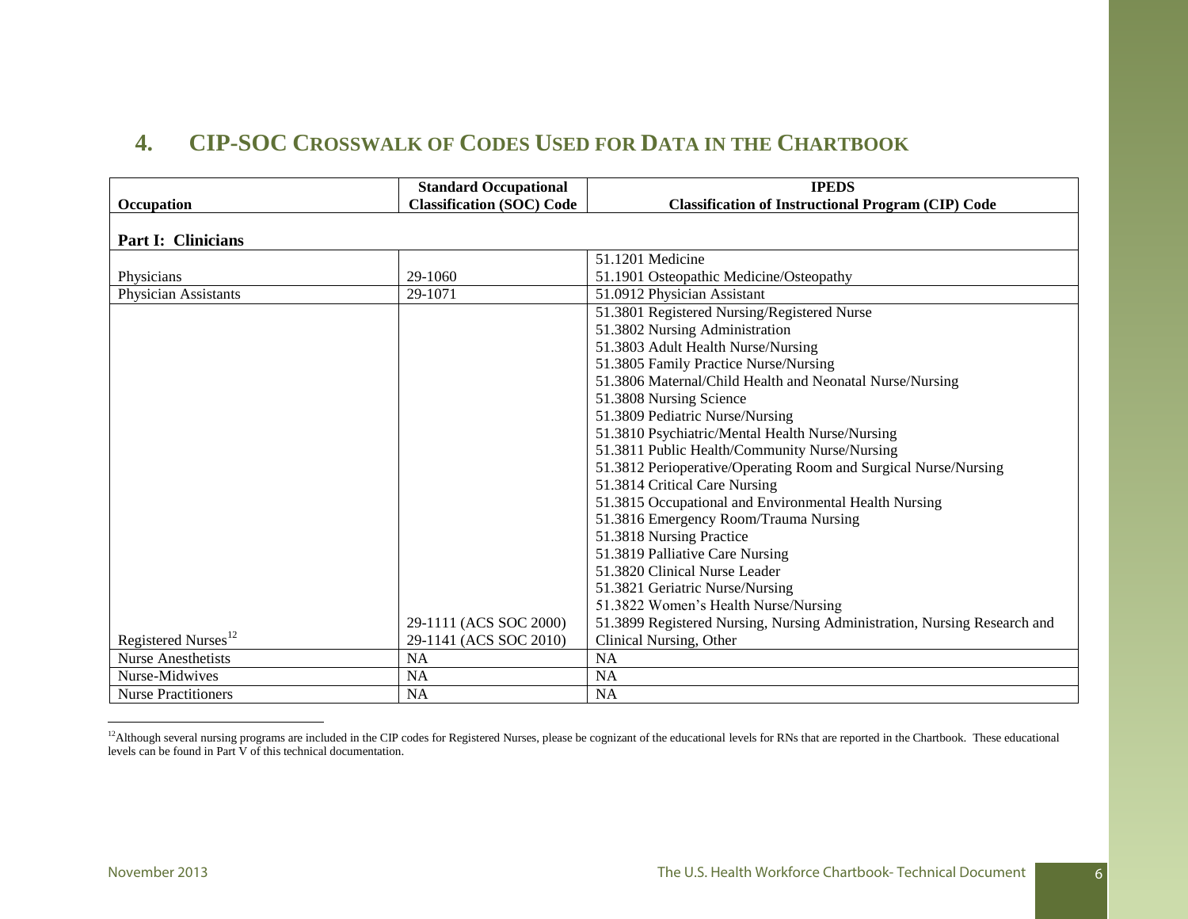## 4. CIP-SOC Crosswalk of Codes Used for Data in the Chartbook

| Occupation | Standard Occupational Classification (SOC) Code | IPEDS Classification of Instructional Program (CIP) Code |
|---|---|---|
| **Part I: Clinicians** | | |
| Physicians | 29-1060 | 51.1201 Medicine<br>51.1901 Osteopathic Medicine/Osteopathy |
| Physician Assistants | 29-1071 | 51.0912 Physician Assistant |
| Registered Nurses[12] | 29-1111 (ACS SOC 2000)<br>29-1141 (ACS SOC 2010) | 51.3801 Registered Nursing/Registered Nurse<br>51.3802 Nursing Administration<br>51.3803 Adult Health Nurse/Nursing<br>51.3805 Family Practice Nurse/Nursing<br>51.3806 Maternal/Child Health and Neonatal Nurse/Nursing<br>51.3808 Nursing Science<br>51.3809 Pediatric Nurse/Nursing<br>51.3810 Psychiatric/Mental Health Nurse/Nursing<br>51.3811 Public Health/Community Nurse/Nursing<br>51.3812 Perioperative/Operating Room and Surgical Nurse/Nursing<br>51.3814 Critical Care Nursing<br>51.3815 Occupational and Environmental Health Nursing<br>51.3816 Emergency Room/Trauma Nursing<br>51.3818 Nursing Practice<br>51.3819 Palliative Care Nursing<br>51.3820 Clinical Nurse Leader<br>51.3821 Geriatric Nurse/Nursing<br>51.3822 Women's Health Nurse/Nursing<br>51.3899 Registered Nursing, Nursing Administration, Nursing Research and Clinical Nursing, Other |
| Nurse Anesthetists | NA | NA |
| Nurse-Midwives | NA | NA |
| Nurse Practitioners | NA | NA |

[12] Although several nursing programs are included in the CIP codes for Registered Nurses, please be cognizant of the educational levels for RNs that are reported in the Chartbook. These educational levels can be found in Part V of this technical documentation.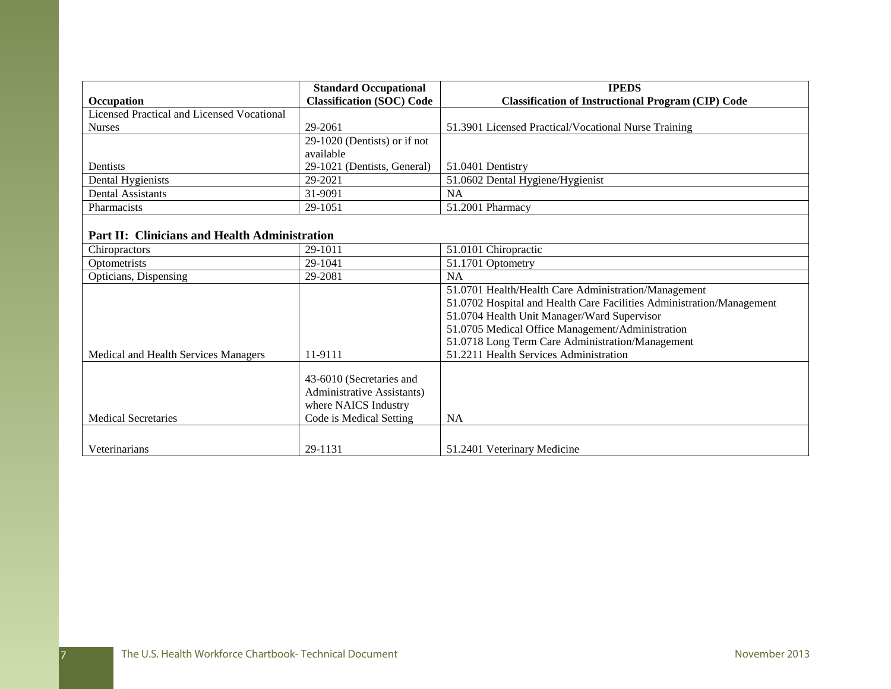| Occupation | Standard Occupational Classification (SOC) Code | IPEDS Classification of Instructional Program (CIP) Code |
|---|---|---|
| Licensed Practical and Licensed Vocational Nurses | 29-2061 | 51.3901 Licensed Practical/Vocational Nurse Training |
| Dentists | 29-1020 (Dentists) or if not available 29-1021 (Dentists, General) | 51.0401 Dentistry |
| Dental Hygienists | 29-2021 | 51.0602 Dental Hygiene/Hygienist |
| Dental Assistants | 31-9091 | NA |
| Pharmacists | 29-1051 | 51.2001 Pharmacy |
| **Part II: Clinicians and Health Administration** | | |
| Chiropractors | 29-1011 | 51.0101 Chiropractic |
| Optometrists | 29-1041 | 51.1701 Optometry |
| Opticians, Dispensing | 29-2081 | NA |
| Medical and Health Services Managers | 11-9111 | 51.0701 Health/Health Care Administration/Management<br>51.0702 Hospital and Health Care Facilities Administration/Management<br>51.0704 Health Unit Manager/Ward Supervisor<br>51.0705 Medical Office Management/Administration<br>51.0718 Long Term Care Administration/Management<br>51.2211 Health Services Administration |
| Medical Secretaries | 43-6010 (Secretaries and Administrative Assistants) where NAICS Industry Code is Medical Setting | NA |
| Veterinarians | 29-1131 | 51.2401 Veterinary Medicine |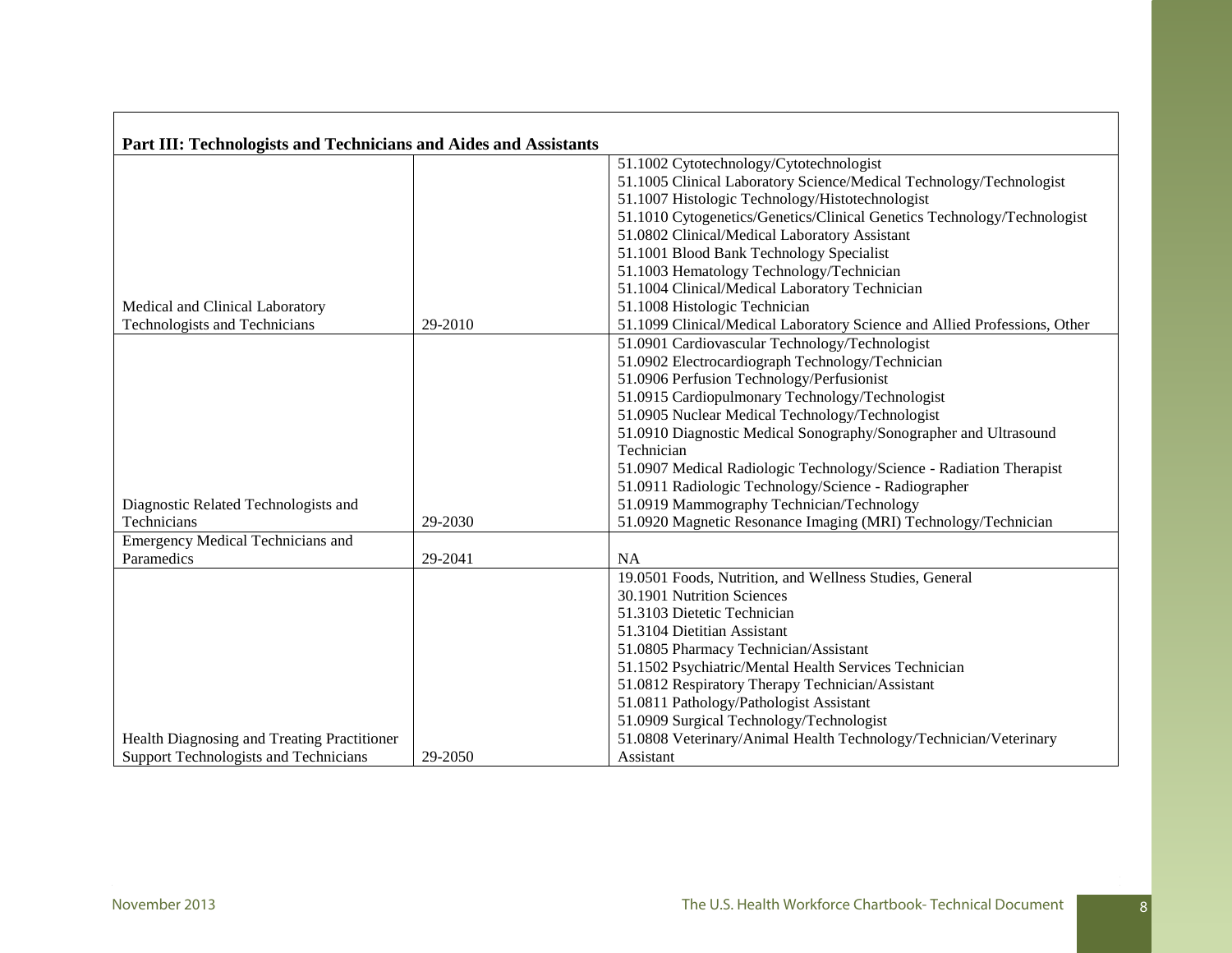| Part III: Technologists and Technicians and Aides and Assistants | | |
|---|---|---|
| Medical and Clinical Laboratory Technologists and Technicians | 29-2010 | 51.1002 Cytotechnology/Cytotechnologist<br>51.1005 Clinical Laboratory Science/Medical Technology/Technologist<br>51.1007 Histologic Technology/Histotechnologist<br>51.1010 Cytogenetics/Genetics/Clinical Genetics Technology/Technologist<br>51.0802 Clinical/Medical Laboratory Assistant<br>51.1001 Blood Bank Technology Specialist<br>51.1003 Hematology Technology/Technician<br>51.1004 Clinical/Medical Laboratory Technician<br>51.1008 Histologic Technician<br>51.1099 Clinical/Medical Laboratory Science and Allied Professions, Other |
| Diagnostic Related Technologists and Technicians | 29-2030 | 51.0901 Cardiovascular Technology/Technologist<br>51.0902 Electrocardiograph Technology/Technician<br>51.0906 Perfusion Technology/Perfusionist<br>51.0915 Cardiopulmonary Technology/Technologist<br>51.0905 Nuclear Medical Technology/Technologist<br>51.0910 Diagnostic Medical Sonography/Sonographer and Ultrasound Technician<br>51.0907 Medical Radiologic Technology/Science - Radiation Therapist<br>51.0911 Radiologic Technology/Science - Radiographer<br>51.0919 Mammography Technician/Technology<br>51.0920 Magnetic Resonance Imaging (MRI) Technology/Technician |
| Emergency Medical Technicians and Paramedics | 29-2041 | NA |
| Health Diagnosing and Treating Practitioner Support Technologists and Technicians | 29-2050 | 19.0501 Foods, Nutrition, and Wellness Studies, General<br>30.1901 Nutrition Sciences<br>51.3103 Dietetic Technician<br>51.3104 Dietitian Assistant<br>51.0805 Pharmacy Technician/Assistant<br>51.1502 Psychiatric/Mental Health Services Technician<br>51.0812 Respiratory Therapy Technician/Assistant<br>51.0811 Pathology/Pathologist Assistant<br>51.0909 Surgical Technology/Technologist<br>51.0808 Veterinary/Animal Health Technology/Technician/Veterinary Assistant |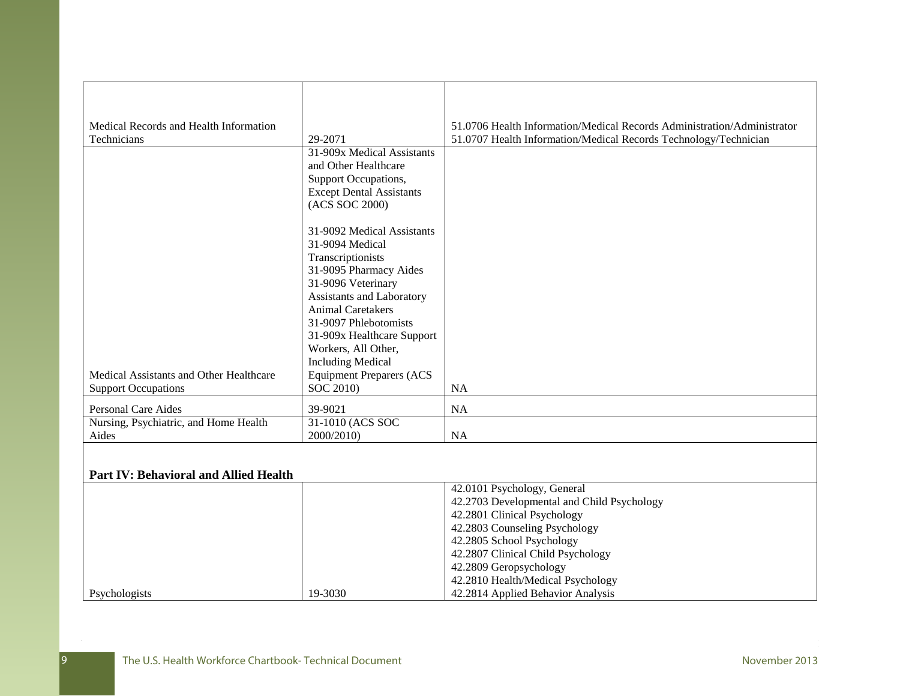| | | |
|---|---|---|
| Medical Records and Health Information Technicians | 29-2071 | 51.0706 Health Information/Medical Records Administration/Administrator<br>51.0707 Health Information/Medical Records Technology/Technician |
| Medical Assistants and Other Healthcare Support Occupations | 31-909x Medical Assistants and Other Healthcare Support Occupations, Except Dental Assistants (ACS SOC 2000)<br><br>31-9092 Medical Assistants<br>31-9094 Medical Transcriptionists<br>31-9095 Pharmacy Aides<br>31-9096 Veterinary Assistants and Laboratory Animal Caretakers<br>31-9097 Phlebotomists<br>31-909x Healthcare Support Workers, All Other, Including Medical Equipment Preparers (ACS SOC 2010) | NA |
| Personal Care Aides | 39-9021 | NA |
| Nursing, Psychiatric, and Home Health Aides | 31-1010 (ACS SOC 2000/2010) | NA |
| **Part IV: Behavioral and Allied Health** | | |
| Psychologists | 19-3030 | 42.0101 Psychology, General<br>42.2703 Developmental and Child Psychology<br>42.2801 Clinical Psychology<br>42.2803 Counseling Psychology<br>42.2805 School Psychology<br>42.2807 Clinical Child Psychology<br>42.2809 Geropsychology<br>42.2810 Health/Medical Psychology<br>42.2814 Applied Behavior Analysis |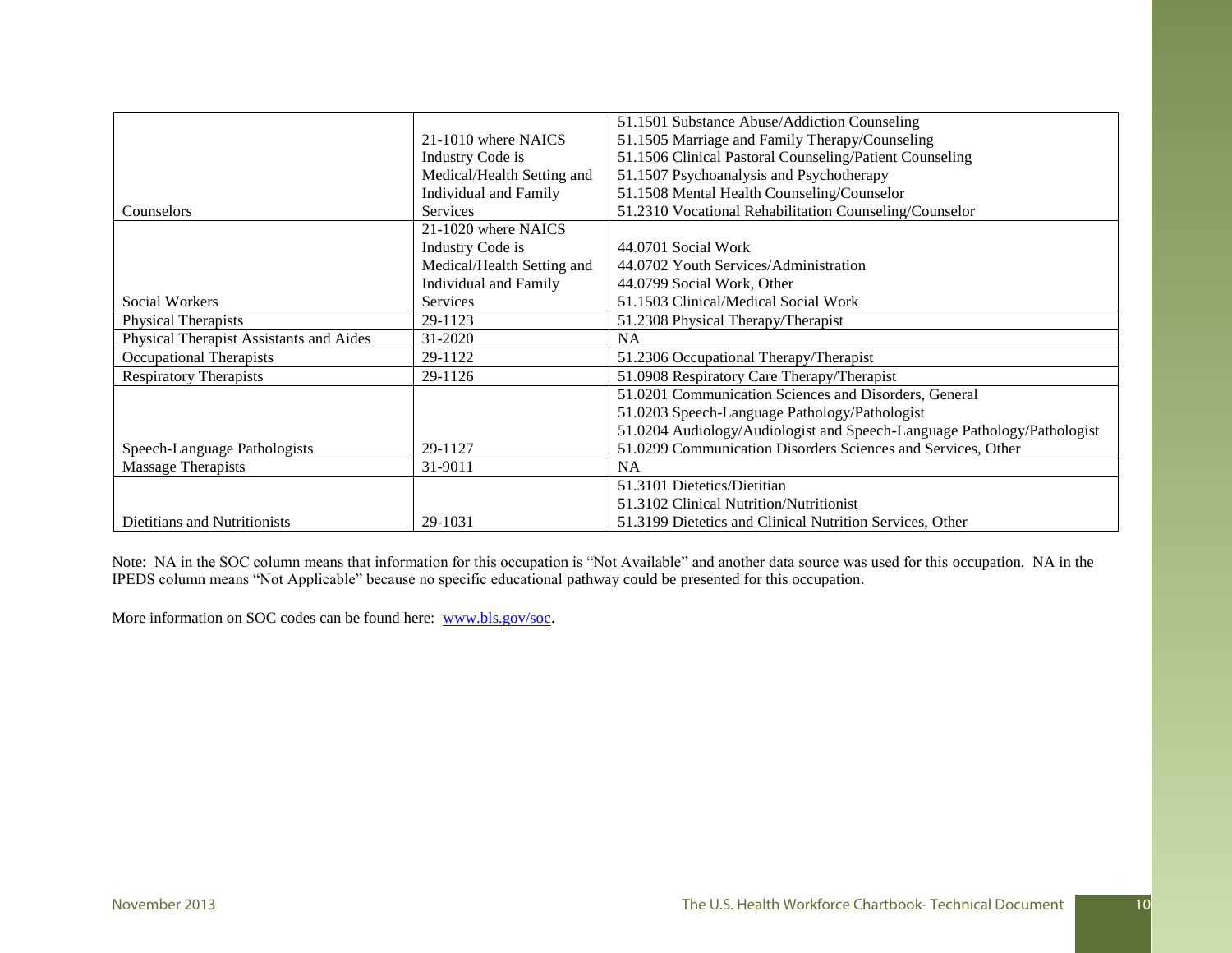| | | |
|---|---|---|
| Counselors | 21-1010 where NAICS Industry Code is Medical/Health Setting and Individual and Family Services | 51.1501 Substance Abuse/Addiction Counseling<br>51.1505 Marriage and Family Therapy/Counseling<br>51.1506 Clinical Pastoral Counseling/Patient Counseling<br>51.1507 Psychoanalysis and Psychotherapy<br>51.1508 Mental Health Counseling/Counselor<br>51.2310 Vocational Rehabilitation Counseling/Counselor |
| Social Workers | 21-1020 where NAICS Industry Code is Medical/Health Setting and Individual and Family Services | 44.0701 Social Work<br>44.0702 Youth Services/Administration<br>44.0799 Social Work, Other<br>51.1503 Clinical/Medical Social Work |
| Physical Therapists | 29-1123 | 51.2308 Physical Therapy/Therapist |
| Physical Therapist Assistants and Aides | 31-2020 | NA |
| Occupational Therapists | 29-1122 | 51.2306 Occupational Therapy/Therapist |
| Respiratory Therapists | 29-1126 | 51.0908 Respiratory Care Therapy/Therapist |
| Speech-Language Pathologists | 29-1127 | 51.0201 Communication Sciences and Disorders, General<br>51.0203 Speech-Language Pathology/Pathologist<br>51.0204 Audiology/Audiologist and Speech-Language Pathology/Pathologist<br>51.0299 Communication Disorders Sciences and Services, Other |
| Massage Therapists | 31-9011 | NA |
| Dietitians and Nutritionists | 29-1031 | 51.3101 Dietetics/Dietitian<br>51.3102 Clinical Nutrition/Nutritionist<br>51.3199 Dietetics and Clinical Nutrition Services, Other |

Note: NA in the SOC column means that information for this occupation is "Not Available" and another data source was used for this occupation. NA in the IPEDS column means "Not Applicable" because no specific educational pathway could be presented for this occupation.

More information on SOC codes can be found here: www.bls.gov/soc.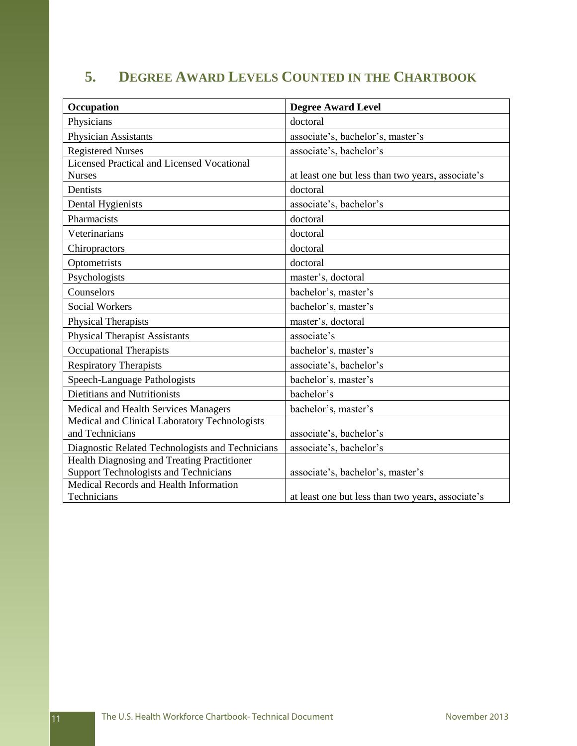## 5. DEGREE AWARD LEVELS COUNTED IN THE CHARTBOOK

| Occupation | Degree Award Level |
|---|---|
| Physicians | doctoral |
| Physician Assistants | associate's, bachelor's, master's |
| Registered Nurses | associate's, bachelor's |
| Licensed Practical and Licensed Vocational Nurses | at least one but less than two years, associate's |
| Dentists | doctoral |
| Dental Hygienists | associate's, bachelor's |
| Pharmacists | doctoral |
| Veterinarians | doctoral |
| Chiropractors | doctoral |
| Optometrists | doctoral |
| Psychologists | master's, doctoral |
| Counselors | bachelor's, master's |
| Social Workers | bachelor's, master's |
| Physical Therapists | master's, doctoral |
| Physical Therapist Assistants | associate's |
| Occupational Therapists | bachelor's, master's |
| Respiratory Therapists | associate's, bachelor's |
| Speech-Language Pathologists | bachelor's, master's |
| Dietitians and Nutritionists | bachelor's |
| Medical and Health Services Managers | bachelor's, master's |
| Medical and Clinical Laboratory Technologists and Technicians | associate's, bachelor's |
| Diagnostic Related Technologists and Technicians | associate's, bachelor's |
| Health Diagnosing and Treating Practitioner Support Technologists and Technicians | associate's, bachelor's, master's |
| Medical Records and Health Information Technicians | at least one but less than two years, associate's |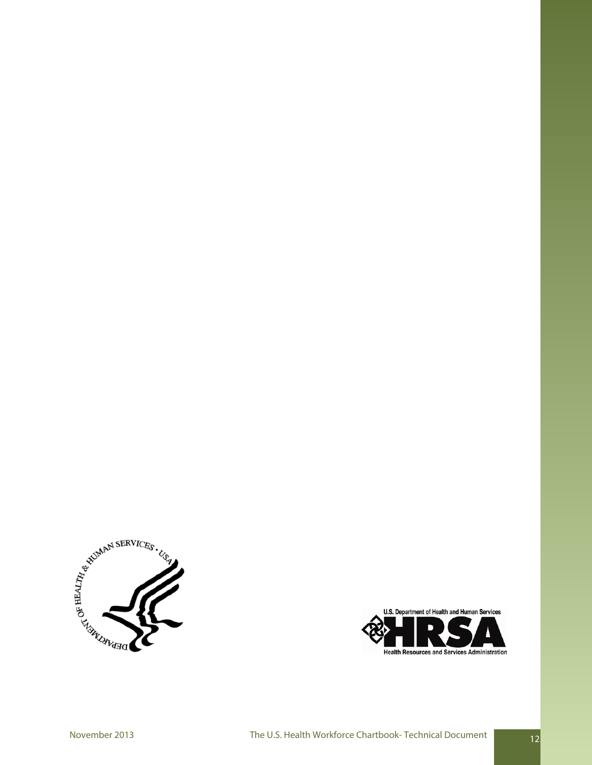DEPARTMENT OF HEALTH & HUMAN SERVICES • USA

U.S. Department of Health and Human Services

HRSA

Health Resources and Services Administration